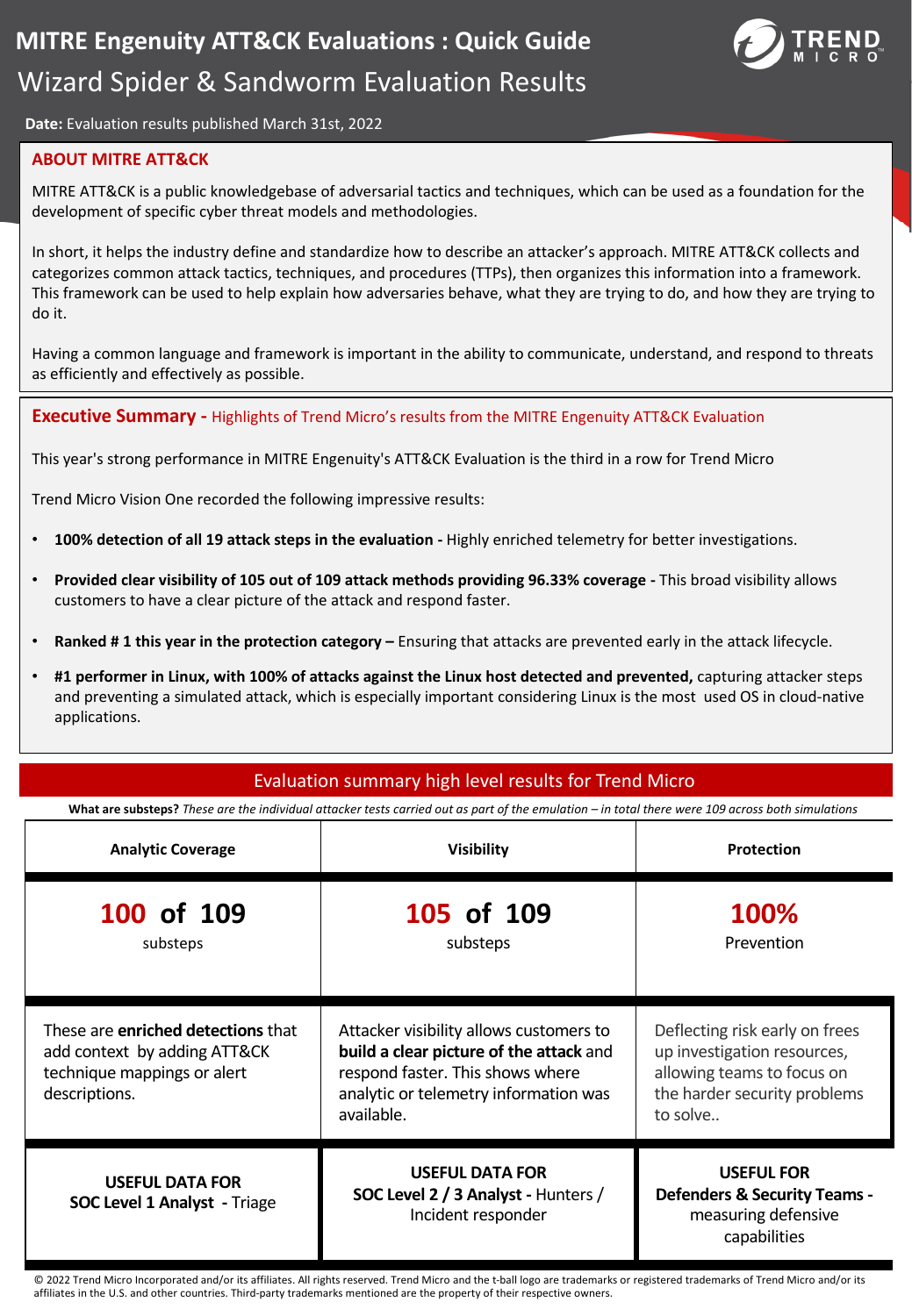# MITRE Engenuity ATT&CK Evaluations : Quick Guide

## Wizard Spider & Sandworm Evaluation Results

**Date:** Evaluation results published March 31st, 2022

## ABOUT MITRE ATT&CK

MITRE ATT&CK is a public knowledgebase of adversarial tactics and techniques, which can be used as a foundation for the development of specific cyber threat models and methodologies.

In short, it helps the industry define and standardize how to describe an attacker's approach. MITRE ATT&CK collects and categorizes common attack tactics, techniques, and procedures (TTPs), then organizes this information into a framework. This framework can be used to help explain how adversaries behave, what they are trying to do, and how they are trying to do it.

Having a common language and framework is important in the ability to communicate, understand, and respond to threats as efficiently and effectively as possible.

## Executive Summary - Highlights of Trend Micro's results from the MITRE Engenuity ATT&CK Evaluation

This year's strong performance in MITRE Engenuity's ATT&CK Evaluation is the third in a row for Trend Micro

Trend Micro Vision One recorded the following impressive results:

- **100% detection of all 19 attack steps in the evaluation -** Highly enriched telemetry for better investigations.
- **Provided clear visibility of 105 out of 109 attack methods providing 96.33% coverage -** This broad visibility allows customers to have a clear picture of the attack and respond faster.
- **Ranked # 1 this year in the protection category –** Ensuring that attacks are prevented early in the attack lifecycle.
- **#1 performer in Linux, with 100% of attacks against the Linux host detected and prevented,** capturing attacker steps and preventing a simulated attack, which is especially important considering Linux is the most used OS in cloud-native applications.

## Evaluation summary high level results for Trend Micro

**What are substeps?** *These are the individual attacker tests carried out as part of the emulation – in total there were 109 across both simulations*

| Analytic Coverage | Visibility | Protection |
|---|---|---|
| **100 of 109** substeps | **105 of 109** substeps | **100%** Prevention |
| These are **enriched detections** that add context by adding ATT&CK technique mappings or alert descriptions. | Attacker visibility allows customers to **build a clear picture of the attack** and respond faster. This shows where analytic or telemetry information was available. | Deflecting risk early on frees up investigation resources, allowing teams to focus on the harder security problems to solve.. |
| **USEFUL DATA FOR SOC Level 1 Analyst -** Triage | **USEFUL DATA FOR SOC Level 2 / 3 Analyst -** Hunters / Incident responder | **USEFUL FOR Defenders & Security Teams -** measuring defensive capabilities |

© 2022 Trend Micro Incorporated and/or its affiliates. All rights reserved. Trend Micro and the t-ball logo are trademarks or registered trademarks of Trend Micro and/or its affiliates in the U.S. and other countries. Third-party trademarks mentioned are the property of their respective owners.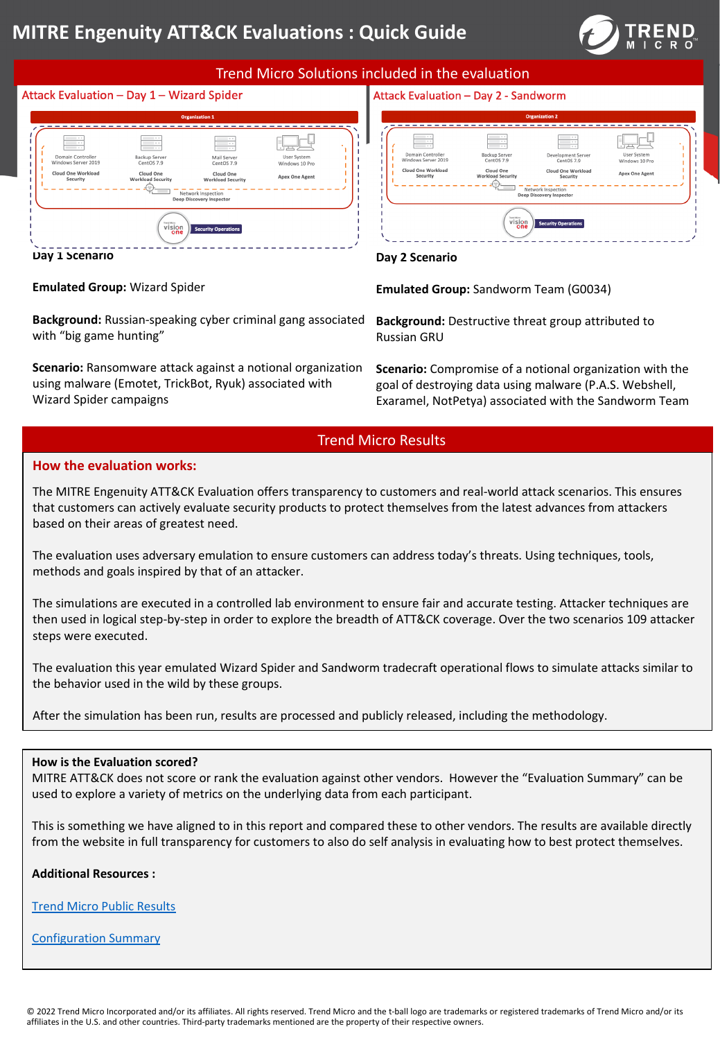# MITRE Engenuity ATT&CK Evaluations : Quick Guide

## Trend Micro Solutions included in the evaluation

### Attack Evaluation – Day 1 – Wizard Spider

Organization 1

Domain Controller Windows Server 2019 — Cloud One Workload Security
Backup Server CentOS 7.9 — Cloud One Workload Security
Mail Server CentOS 7.9 — Cloud One Workload Security
User System Windows 10 Pro — Apex One Agent
Network inspection Deep Discovery Inspector
Vision One — Security Operations

**Day 1 Scenario**

**Emulated Group:** Wizard Spider

**Background:** Russian-speaking cyber criminal gang associated with "big game hunting"

**Scenario:** Ransomware attack against a notional organization using malware (Emotet, TrickBot, Ryuk) associated with Wizard Spider campaigns

### Attack Evaluation – Day 2 - Sandworm

Organization 2

Domain Controller Windows Server 2019 — Cloud One Workload Security
Backup Server CentOS 7.9 — Cloud One Workload Security
Development Server CentOS 7.9 — Cloud One Workload Security
User System Windows 10 Pro — Apex One Agent
Network inspection Deep Discovery Inspector
Vision One — Security Operations

**Day 2 Scenario**

**Emulated Group:** Sandworm Team (G0034)

**Background:** Destructive threat group attributed to Russian GRU

**Scenario:** Compromise of a notional organization with the goal of destroying data using malware (P.A.S. Webshell, Exaramel, NotPetya) associated with the Sandworm Team

## Trend Micro Results

### How the evaluation works:

The MITRE Engenuity ATT&CK Evaluation offers transparency to customers and real-world attack scenarios. This ensures that customers can actively evaluate security products to protect themselves from the latest advances from attackers based on their areas of greatest need.

The evaluation uses adversary emulation to ensure customers can address today's threats. Using techniques, tools, methods and goals inspired by that of an attacker.

The simulations are executed in a controlled lab environment to ensure fair and accurate testing. Attacker techniques are then used in logical step-by-step in order to explore the breadth of ATT&CK coverage. Over the two scenarios 109 attacker steps were executed.

The evaluation this year emulated Wizard Spider and Sandworm tradecraft operational flows to simulate attacks similar to the behavior used in the wild by these groups.

After the simulation has been run, results are processed and publicly released, including the methodology.

**How is the Evaluation scored?**

MITRE ATT&CK does not score or rank the evaluation against other vendors. However the "Evaluation Summary" can be used to explore a variety of metrics on the underlying data from each participant.

This is something we have aligned to in this report and compared these to other vendors. The results are available directly from the website in full transparency for customers to also do self analysis in evaluating how to best protect themselves.

**Additional Resources :**

Trend Micro Public Results

Configuration Summary

© 2022 Trend Micro Incorporated and/or its affiliates. All rights reserved. Trend Micro and the t-ball logo are trademarks or registered trademarks of Trend Micro and/or its affiliates in the U.S. and other countries. Third-party trademarks mentioned are the property of their respective owners.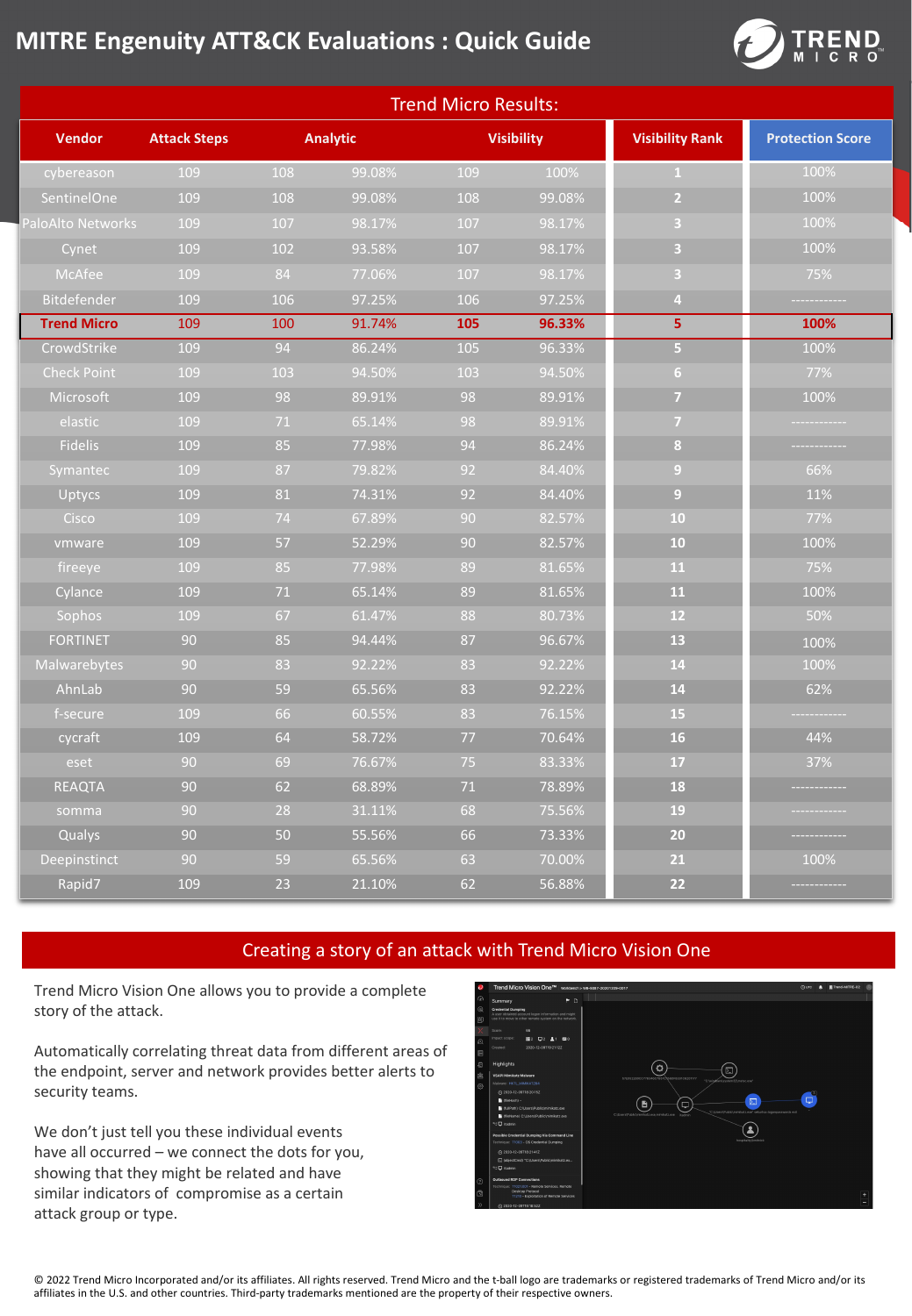# MITRE Engenuity ATT&CK Evaluations : Quick Guide

| Trend Micro Results: | | | | | | | |
|---|---|---|---|---|---|---|---|
| **Vendor** | **Attack Steps** | **Analytic** | | **Visibility** | | **Visibility Rank** | **Protection Score** |
| cybereason | 109 | 108 | 99.08% | 109 | 100% | 1 | 100% |
| SentinelOne | 109 | 108 | 99.08% | 108 | 99.08% | 2 | 100% |
| PaloAlto Networks | 109 | 107 | 98.17% | 107 | 98.17% | 3 | 100% |
| Cynet | 109 | 102 | 93.58% | 107 | 98.17% | 3 | 100% |
| McAfee | 109 | 84 | 77.06% | 107 | 98.17% | 3 | 75% |
| Bitdefender | 109 | 106 | 97.25% | 106 | 97.25% | 4 | ------------ |
| **Trend Micro** | 109 | 100 | 91.74% | **105** | **96.33%** | **5** | **100%** |
| CrowdStrike | 109 | 94 | 86.24% | 105 | 96.33% | 5 | 100% |
| Check Point | 109 | 103 | 94.50% | 103 | 94.50% | 6 | 77% |
| Microsoft | 109 | 98 | 89.91% | 98 | 89.91% | 7 | 100% |
| elastic | 109 | 71 | 65.14% | 98 | 89.91% | 7 | ------------ |
| Fidelis | 109 | 85 | 77.98% | 94 | 86.24% | 8 | ------------ |
| Symantec | 109 | 87 | 79.82% | 92 | 84.40% | 9 | 66% |
| Uptycs | 109 | 81 | 74.31% | 92 | 84.40% | 9 | 11% |
| Cisco | 109 | 74 | 67.89% | 90 | 82.57% | 10 | 77% |
| vmware | 109 | 57 | 52.29% | 90 | 82.57% | 10 | 100% |
| fireeye | 109 | 85 | 77.98% | 89 | 81.65% | 11 | 75% |
| Cylance | 109 | 71 | 65.14% | 89 | 81.65% | 11 | 100% |
| Sophos | 109 | 67 | 61.47% | 88 | 80.73% | 12 | 50% |
| FORTINET | 90 | 85 | 94.44% | 87 | 96.67% | 13 | 100% |
| Malwarebytes | 90 | 83 | 92.22% | 83 | 92.22% | 14 | 100% |
| AhnLab | 90 | 59 | 65.56% | 83 | 92.22% | 14 | 62% |
| f-secure | 109 | 66 | 60.55% | 83 | 76.15% | 15 | ------------ |
| cycraft | 109 | 64 | 58.72% | 77 | 70.64% | 16 | 44% |
| eset | 90 | 69 | 76.67% | 75 | 83.33% | 17 | 37% |
| REAQTA | 90 | 62 | 68.89% | 71 | 78.89% | 18 | ------------ |
| somma | 90 | 28 | 31.11% | 68 | 75.56% | 19 | ------------ |
| Qualys | 90 | 50 | 55.56% | 66 | 73.33% | 20 | ------------ |
| Deepinstinct | 90 | 59 | 65.56% | 63 | 70.00% | 21 | 100% |
| Rapid7 | 109 | 23 | 21.10% | 62 | 56.88% | 22 | ------------ |

## Creating a story of an attack with Trend Micro Vision One

Trend Micro Vision One allows you to provide a complete story of the attack.

Automatically correlating threat data from different areas of the endpoint, server and network provides better alerts to security teams.

We don't just tell you these individual events have all occurred – we connect the dots for you, showing that they might be related and have similar indicators of compromise as a certain attack group or type.

© 2022 Trend Micro Incorporated and/or its affiliates. All rights reserved. Trend Micro and the t-ball logo are trademarks or registered trademarks of Trend Micro and/or its affiliates in the U.S. and other countries. Third-party trademarks mentioned are the property of their respective owners.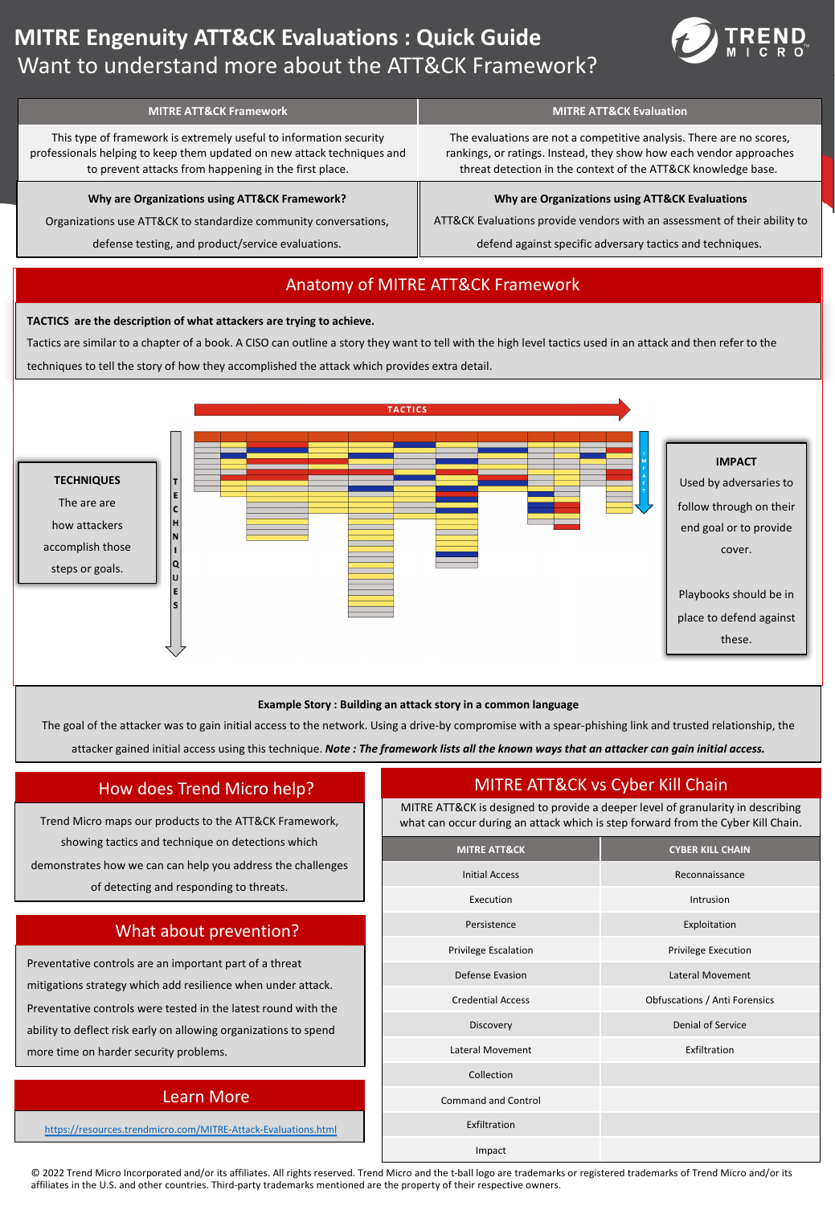# MITRE Engenuity ATT&CK Evaluations : Quick Guide

Want to understand more about the ATT&CK Framework?

| MITRE ATT&CK Framework | MITRE ATT&CK Evaluation |
|---|---|
| This type of framework is extremely useful to information security professionals helping to keep them updated on new attack techniques and to prevent attacks from happening in the first place. | The evaluations are not a competitive analysis. There are no scores, rankings, or ratings. Instead, they show how each vendor approaches threat detection in the context of the ATT&CK knowledge base. |
| **Why are Organizations using ATT&CK Framework?** Organizations use ATT&CK to standardize community conversations, defense testing, and product/service evaluations. | **Why are Organizations using ATT&CK Evaluations** ATT&CK Evaluations provide vendors with an assessment of their ability to defend against specific adversary tactics and techniques. |

## Anatomy of MITRE ATT&CK Framework

**TACTICS are the description of what attackers are trying to achieve.**

Tactics are similar to a chapter of a book. A CISO can outline a story they want to tell with the high level tactics used in an attack and then refer to the techniques to tell the story of how they accomplished the attack which provides extra detail.

TACTICS

TECHNIQUES

IMPACT

**TECHNIQUES**

The are are how attackers accomplish those steps or goals.

**IMPACT**

Used by adversaries to follow through on their end goal or to provide cover.

Playbooks should be in place to defend against these.

**Example Story : Building an attack story in a common language**

The goal of the attacker was to gain initial access to the network. Using a drive-by compromise with a spear-phishing link and trusted relationship, the attacker gained initial access using this technique. ***Note : The framework lists all the known ways that an attacker can gain initial access.***

## How does Trend Micro help?

Trend Micro maps our products to the ATT&CK Framework, showing tactics and technique on detections which demonstrates how we can can help you address the challenges of detecting and responding to threats.

## What about prevention?

Preventative controls are an important part of a threat mitigations strategy which add resilience when under attack. Preventative controls were tested in the latest round with the ability to deflect risk early on allowing organizations to spend more time on harder security problems.

## Learn More

https://resources.trendmicro.com/MITRE-Attack-Evaluations.html

## MITRE ATT&CK vs Cyber Kill Chain

MITRE ATT&CK is designed to provide a deeper level of granularity in describing what can occur during an attack which is step forward from the Cyber Kill Chain.

| MITRE ATT&CK | CYBER KILL CHAIN |
|---|---|
| Initial Access | Reconnaissance |
| Execution | Intrusion |
| Persistence | Exploitation |
| Privilege Escalation | Privilege Execution |
| Defense Evasion | Lateral Movement |
| Credential Access | Obfuscations / Anti Forensics |
| Discovery | Denial of Service |
| Lateral Movement | Exfiltration |
| Collection | |
| Command and Control | |
| Exfiltration | |
| Impact | |

© 2022 Trend Micro Incorporated and/or its affiliates. All rights reserved. Trend Micro and the t-ball logo are trademarks or registered trademarks of Trend Micro and/or its affiliates in the U.S. and other countries. Third-party trademarks mentioned are the property of their respective owners.